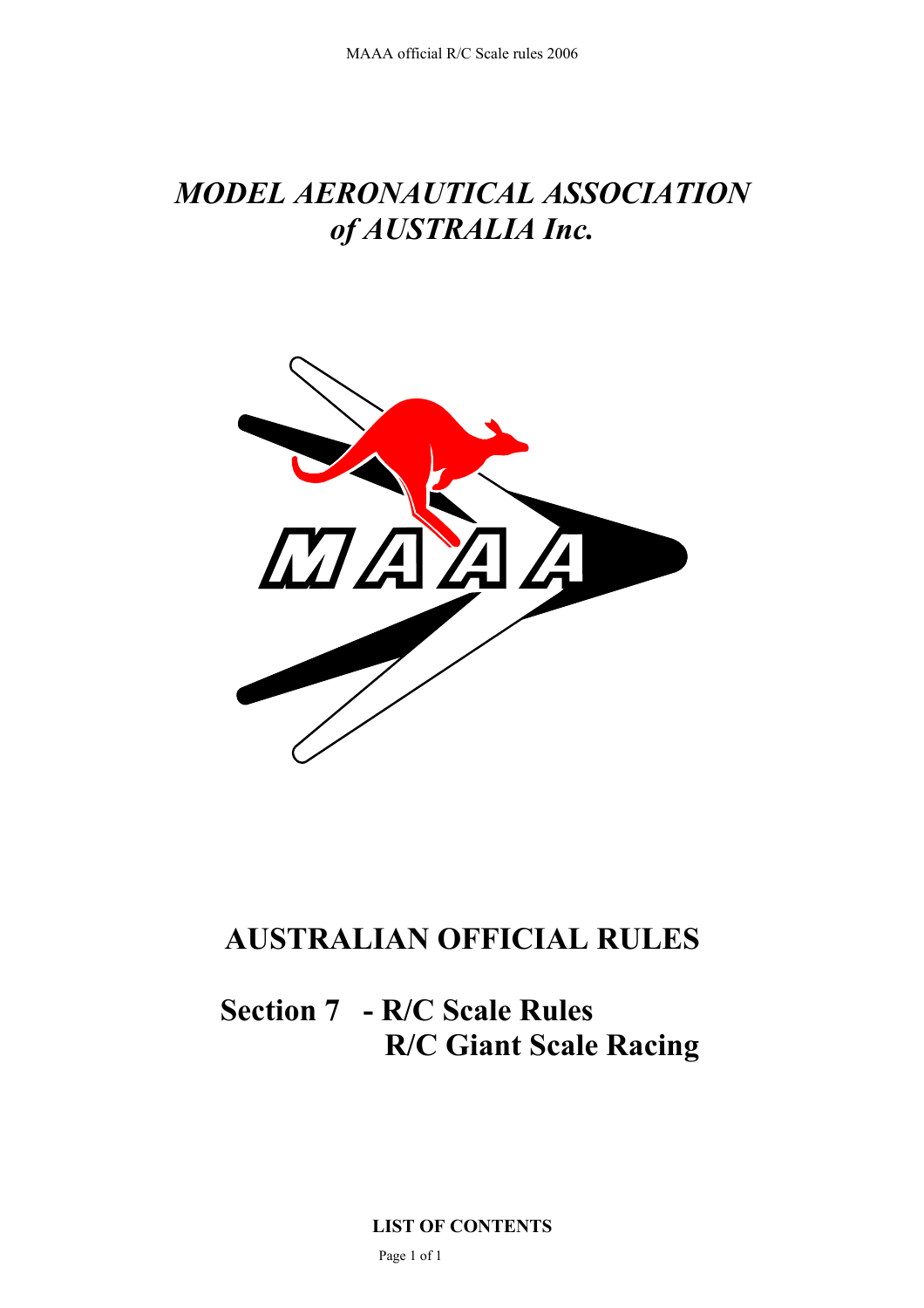# *MODEL AERONAUTICAL ASSOCIATION of AUSTRALIA Inc.*

# AUSTRALIAN OFFICIAL RULES

## Section 7 - R/C Scale Rules
## R/C Giant Scale Racing

**LIST OF CONTENTS**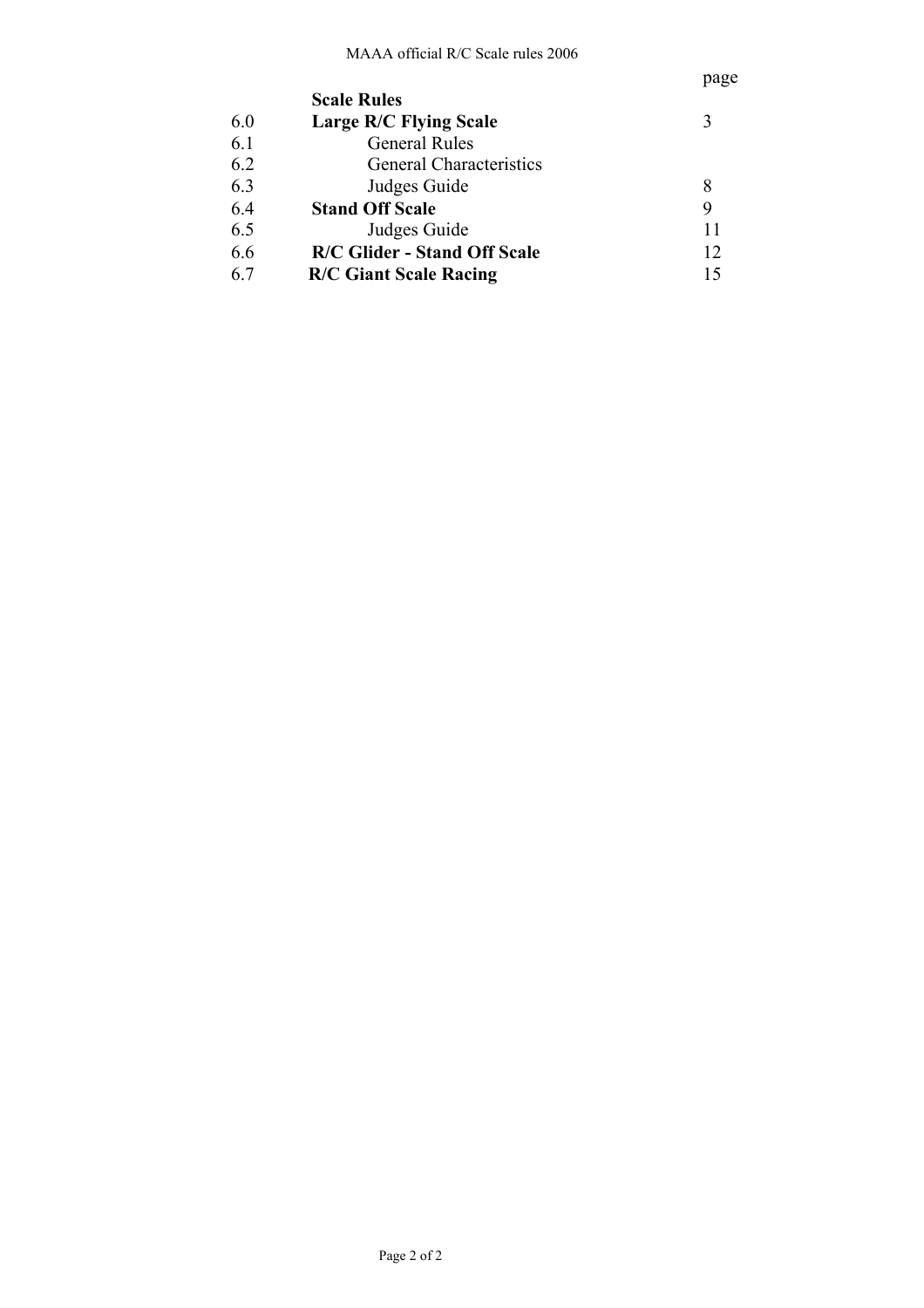| | | page |
|---|---|---|
| | **Scale Rules** | |
| 6.0 | **Large R/C Flying Scale** | 3 |
| 6.1 | General Rules | |
| 6.2 | General Characteristics | |
| 6.3 | Judges Guide | 8 |
| 6.4 | **Stand Off Scale** | 9 |
| 6.5 | Judges Guide | 11 |
| 6.6 | **R/C Glider - Stand Off Scale** | 12 |
| 6.7 | **R/C Giant Scale Racing** | 15 |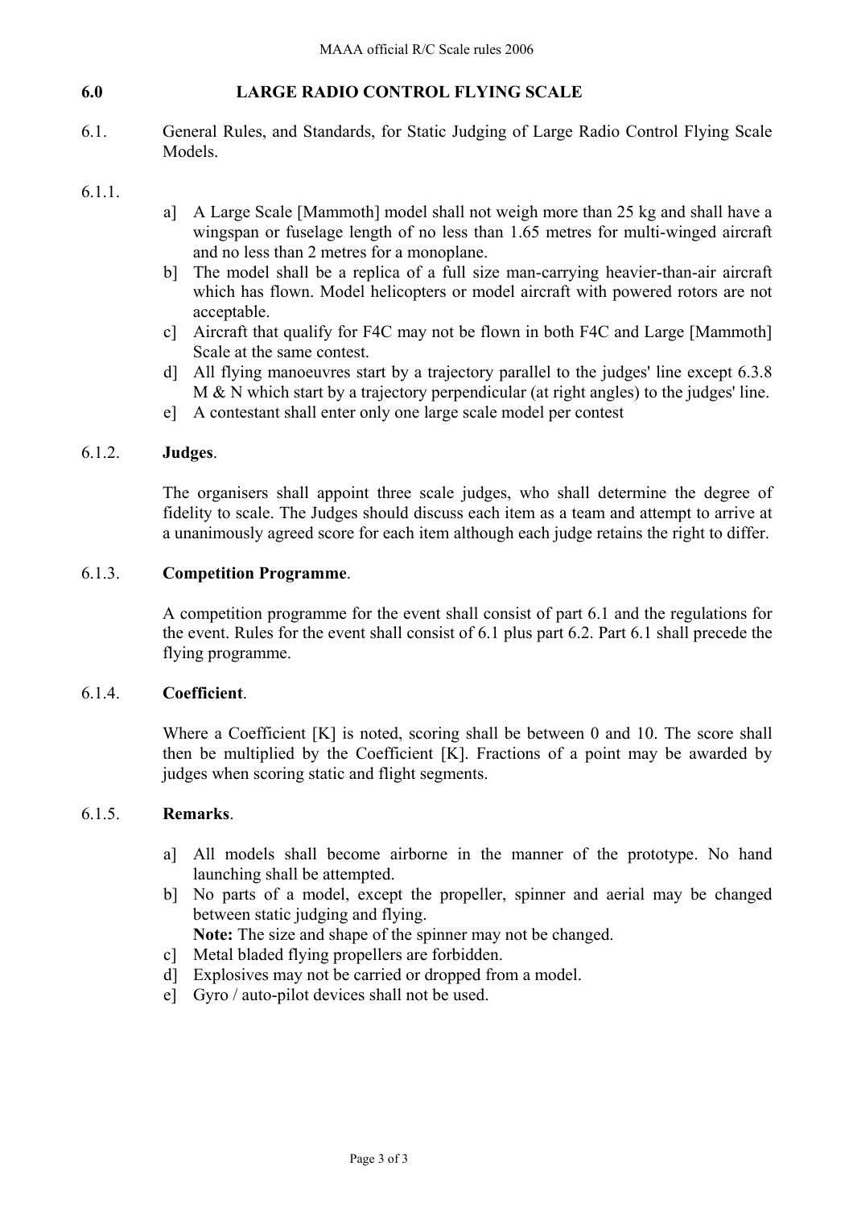## 6.0 LARGE RADIO CONTROL FLYING SCALE

6.1. General Rules, and Standards, for Static Judging of Large Radio Control Flying Scale Models.

6.1.1.

a] A Large Scale [Mammoth] model shall not weigh more than 25 kg and shall have a wingspan or fuselage length of no less than 1.65 metres for multi-winged aircraft and no less than 2 metres for a monoplane.

b] The model shall be a replica of a full size man-carrying heavier-than-air aircraft which has flown. Model helicopters or model aircraft with powered rotors are not acceptable.

c] Aircraft that qualify for F4C may not be flown in both F4C and Large [Mammoth] Scale at the same contest.

d] All flying manoeuvres start by a trajectory parallel to the judges' line except 6.3.8 M & N which start by a trajectory perpendicular (at right angles) to the judges' line.

e] A contestant shall enter only one large scale model per contest

### 6.1.2. **Judges**.

The organisers shall appoint three scale judges, who shall determine the degree of fidelity to scale. The Judges should discuss each item as a team and attempt to arrive at a unanimously agreed score for each item although each judge retains the right to differ.

### 6.1.3. **Competition Programme**.

A competition programme for the event shall consist of part 6.1 and the regulations for the event. Rules for the event shall consist of 6.1 plus part 6.2. Part 6.1 shall precede the flying programme.

### 6.1.4. **Coefficient**.

Where a Coefficient [K] is noted, scoring shall be between 0 and 10. The score shall then be multiplied by the Coefficient [K]. Fractions of a point may be awarded by judges when scoring static and flight segments.

### 6.1.5. **Remarks**.

a] All models shall become airborne in the manner of the prototype. No hand launching shall be attempted.

b] No parts of a model, except the propeller, spinner and aerial may be changed between static judging and flying.
**Note:** The size and shape of the spinner may not be changed.

c] Metal bladed flying propellers are forbidden.

d] Explosives may not be carried or dropped from a model.

e] Gyro / auto-pilot devices shall not be used.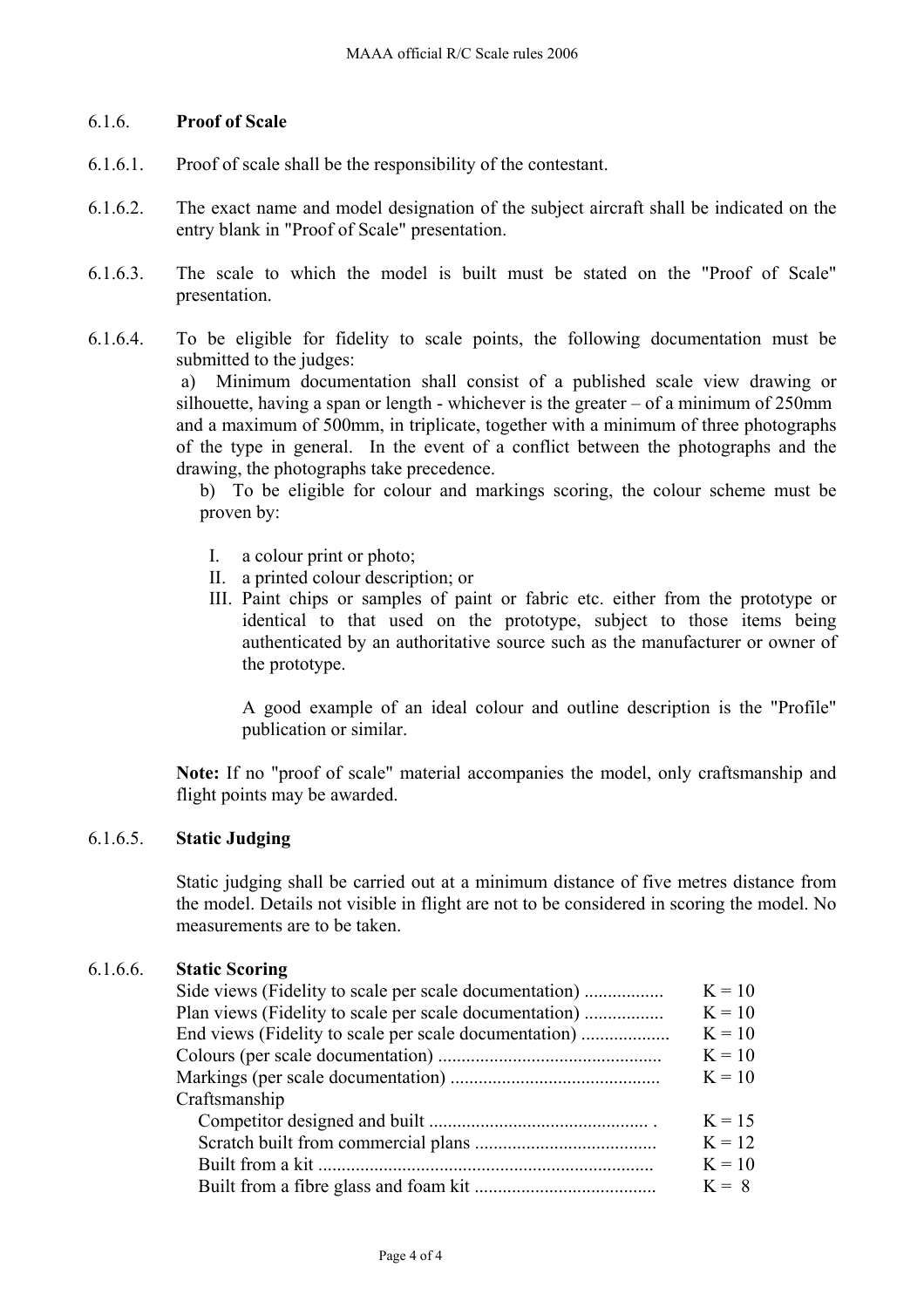### 6.1.6. **Proof of Scale**

6.1.6.1. Proof of scale shall be the responsibility of the contestant.

6.1.6.2. The exact name and model designation of the subject aircraft shall be indicated on the entry blank in "Proof of Scale" presentation.

6.1.6.3. The scale to which the model is built must be stated on the "Proof of Scale" presentation.

6.1.6.4. To be eligible for fidelity to scale points, the following documentation must be submitted to the judges:

a) Minimum documentation shall consist of a published scale view drawing or silhouette, having a span or length - whichever is the greater – of a minimum of 250mm and a maximum of 500mm, in triplicate, together with a minimum of three photographs of the type in general. In the event of a conflict between the photographs and the drawing, the photographs take precedence.

b) To be eligible for colour and markings scoring, the colour scheme must be proven by:

I. a colour print or photo;
II. a printed colour description; or
III. Paint chips or samples of paint or fabric etc. either from the prototype or identical to that used on the prototype, subject to those items being authenticated by an authoritative source such as the manufacturer or owner of the prototype.

A good example of an ideal colour and outline description is the "Profile" publication or similar.

**Note:** If no "proof of scale" material accompanies the model, only craftsmanship and flight points may be awarded.

### 6.1.6.5. **Static Judging**

Static judging shall be carried out at a minimum distance of five metres distance from the model. Details not visible in flight are not to be considered in scoring the model. No measurements are to be taken.

### 6.1.6.6. **Static Scoring**

| | |
|---|---|
| Side views (Fidelity to scale per scale documentation) | K = 10 |
| Plan views (Fidelity to scale per scale documentation) | K = 10 |
| End views (Fidelity to scale per scale documentation) | K = 10 |
| Colours (per scale documentation) | K = 10 |
| Markings (per scale documentation) | K = 10 |
| Craftsmanship | |
| Competitor designed and built | K = 15 |
| Scratch built from commercial plans | K = 12 |
| Built from a kit | K = 10 |
| Built from a fibre glass and foam kit | K = 8 |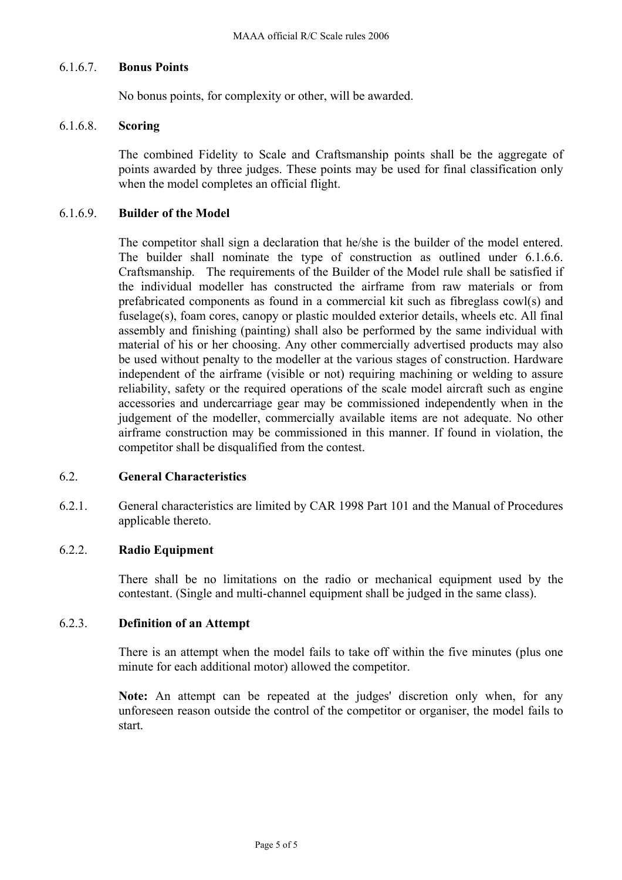#### 6.1.6.7. **Bonus Points**

No bonus points, for complexity or other, will be awarded.

#### 6.1.6.8. **Scoring**

The combined Fidelity to Scale and Craftsmanship points shall be the aggregate of points awarded by three judges. These points may be used for final classification only when the model completes an official flight.

#### 6.1.6.9. **Builder of the Model**

The competitor shall sign a declaration that he/she is the builder of the model entered. The builder shall nominate the type of construction as outlined under 6.1.6.6. Craftsmanship. The requirements of the Builder of the Model rule shall be satisfied if the individual modeller has constructed the airframe from raw materials or from prefabricated components as found in a commercial kit such as fibreglass cowl(s) and fuselage(s), foam cores, canopy or plastic moulded exterior details, wheels etc. All final assembly and finishing (painting) shall also be performed by the same individual with material of his or her choosing. Any other commercially advertised products may also be used without penalty to the modeller at the various stages of construction. Hardware independent of the airframe (visible or not) requiring machining or welding to assure reliability, safety or the required operations of the scale model aircraft such as engine accessories and undercarriage gear may be commissioned independently when in the judgement of the modeller, commercially available items are not adequate. No other airframe construction may be commissioned in this manner. If found in violation, the competitor shall be disqualified from the contest.

## 6.2. **General Characteristics**

6.2.1. General characteristics are limited by CAR 1998 Part 101 and the Manual of Procedures applicable thereto.

### 6.2.2. **Radio Equipment**

There shall be no limitations on the radio or mechanical equipment used by the contestant. (Single and multi-channel equipment shall be judged in the same class).

### 6.2.3. **Definition of an Attempt**

There is an attempt when the model fails to take off within the five minutes (plus one minute for each additional motor) allowed the competitor.

**Note:** An attempt can be repeated at the judges' discretion only when, for any unforeseen reason outside the control of the competitor or organiser, the model fails to start.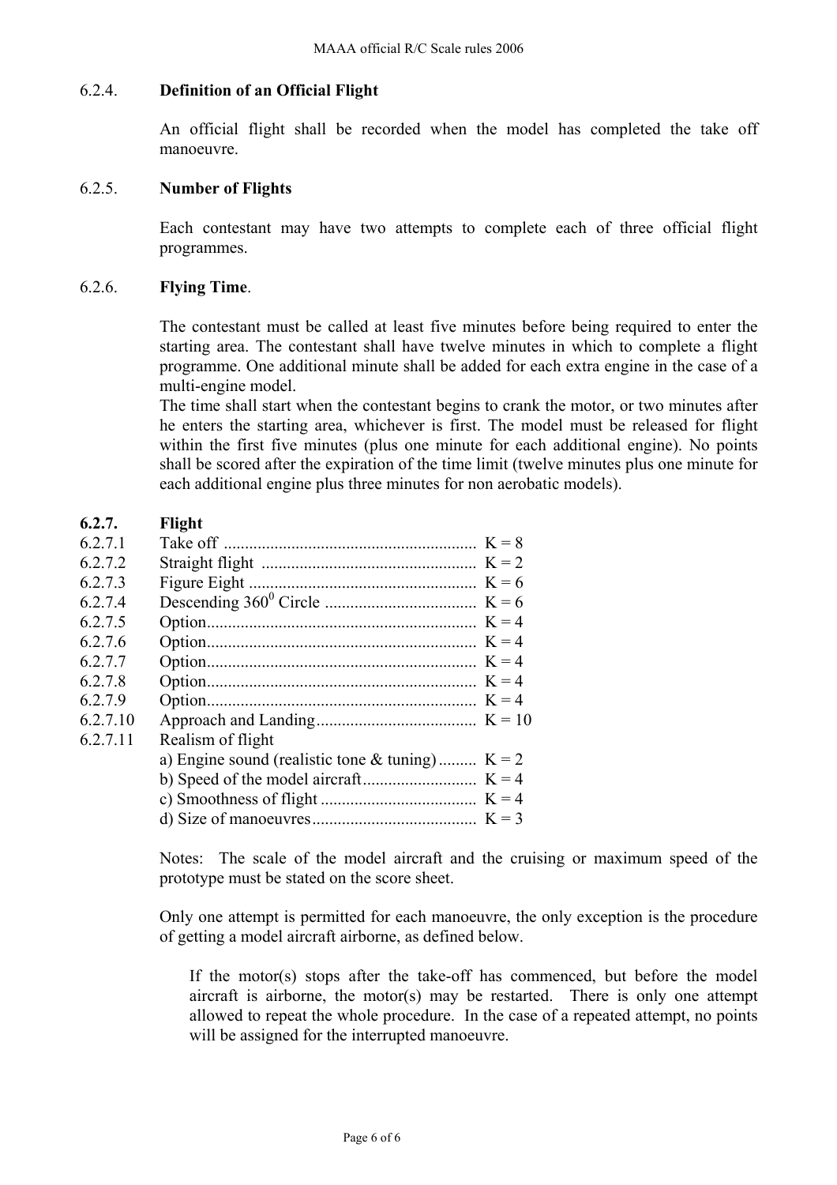### 6.2.4. **Definition of an Official Flight**

An official flight shall be recorded when the model has completed the take off manoeuvre.

### 6.2.5. **Number of Flights**

Each contestant may have two attempts to complete each of three official flight programmes.

### 6.2.6. **Flying Time**.

The contestant must be called at least five minutes before being required to enter the starting area. The contestant shall have twelve minutes in which to complete a flight programme. One additional minute shall be added for each extra engine in the case of a multi-engine model.

The time shall start when the contestant begins to crank the motor, or two minutes after he enters the starting area, whichever is first. The model must be released for flight within the first five minutes (plus one minute for each additional engine). No points shall be scored after the expiration of the time limit (twelve minutes plus one minute for each additional engine plus three minutes for non aerobatic models).

### 6.2.7. **Flight**

| | | |
|---|---|---|
| 6.2.7.1 | Take off | K = 8 |
| 6.2.7.2 | Straight flight | K = 2 |
| 6.2.7.3 | Figure Eight | K = 6 |
| 6.2.7.4 | Descending $360^0$ Circle | K = 6 |
| 6.2.7.5 | Option | K = 4 |
| 6.2.7.6 | Option | K = 4 |
| 6.2.7.7 | Option | K = 4 |
| 6.2.7.8 | Option | K = 4 |
| 6.2.7.9 | Option | K = 4 |
| 6.2.7.10 | Approach and Landing | K = 10 |
| 6.2.7.11 | Realism of flight | |
| | a) Engine sound (realistic tone & tuning) | K = 2 |
| | b) Speed of the model aircraft | K = 4 |
| | c) Smoothness of flight | K = 4 |
| | d) Size of manoeuvres | K = 3 |

Notes: The scale of the model aircraft and the cruising or maximum speed of the prototype must be stated on the score sheet.

Only one attempt is permitted for each manoeuvre, the only exception is the procedure of getting a model aircraft airborne, as defined below.

> If the motor(s) stops after the take-off has commenced, but before the model aircraft is airborne, the motor(s) may be restarted. There is only one attempt allowed to repeat the whole procedure. In the case of a repeated attempt, no points will be assigned for the interrupted manoeuvre.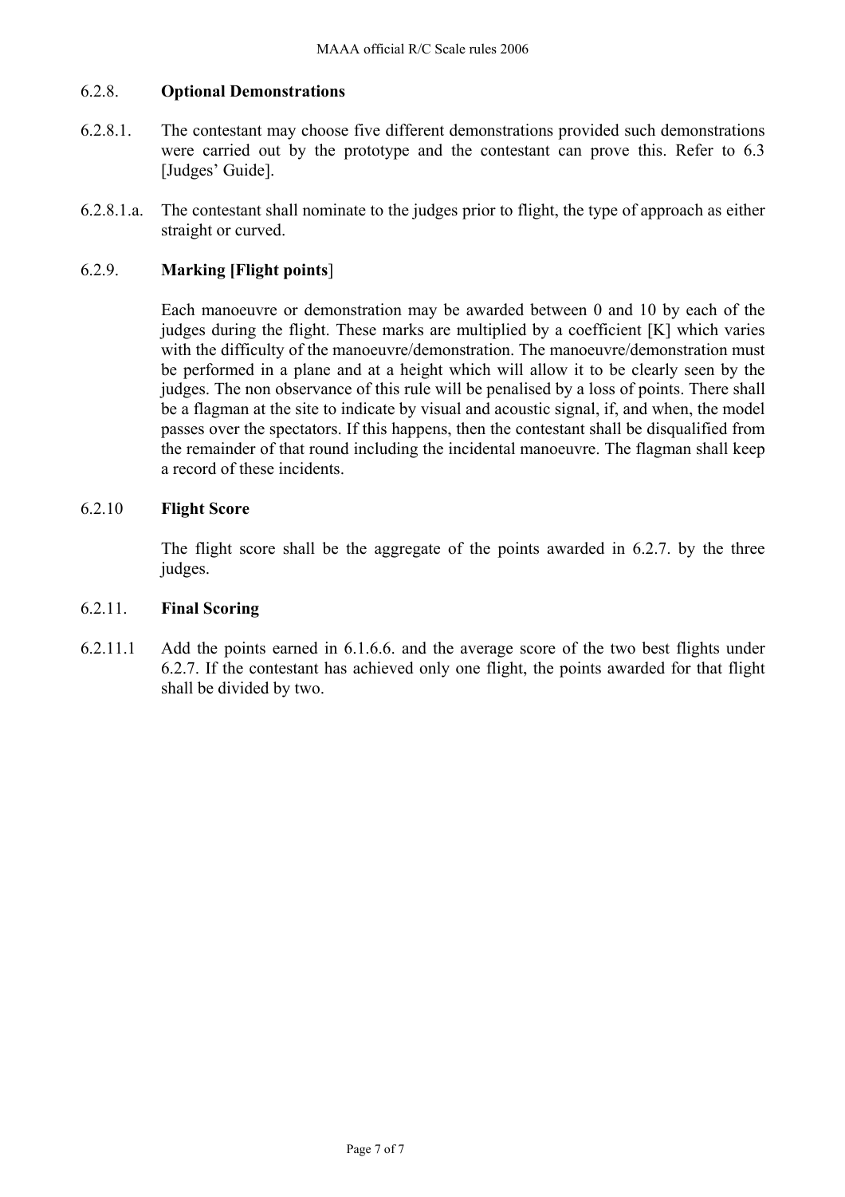### 6.2.8. **Optional Demonstrations**

6.2.8.1. The contestant may choose five different demonstrations provided such demonstrations were carried out by the prototype and the contestant can prove this. Refer to 6.3 [Judges' Guide].

6.2.8.1.a. The contestant shall nominate to the judges prior to flight, the type of approach as either straight or curved.

### 6.2.9. **Marking [Flight points]**

Each manoeuvre or demonstration may be awarded between 0 and 10 by each of the judges during the flight. These marks are multiplied by a coefficient [K] which varies with the difficulty of the manoeuvre/demonstration. The manoeuvre/demonstration must be performed in a plane and at a height which will allow it to be clearly seen by the judges. The non observance of this rule will be penalised by a loss of points. There shall be a flagman at the site to indicate by visual and acoustic signal, if, and when, the model passes over the spectators. If this happens, then the contestant shall be disqualified from the remainder of that round including the incidental manoeuvre. The flagman shall keep a record of these incidents.

### 6.2.10 **Flight Score**

The flight score shall be the aggregate of the points awarded in 6.2.7. by the three judges.

### 6.2.11. **Final Scoring**

6.2.11.1 Add the points earned in 6.1.6.6. and the average score of the two best flights under 6.2.7. If the contestant has achieved only one flight, the points awarded for that flight shall be divided by two.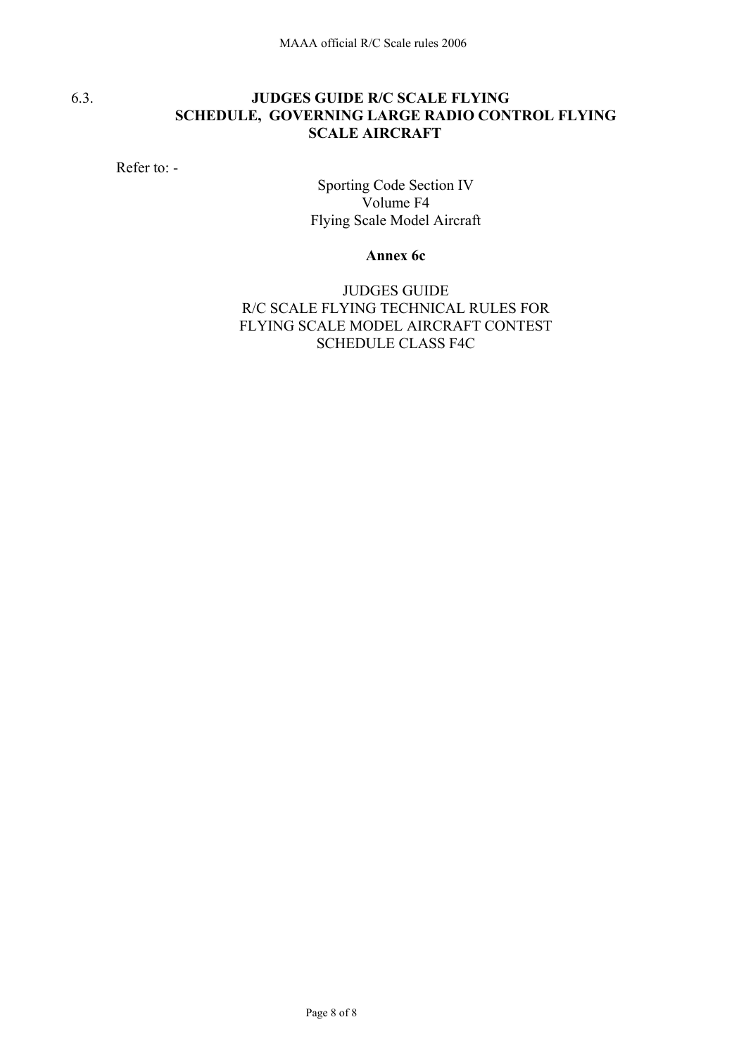## 6.3. JUDGES GUIDE R/C SCALE FLYING SCHEDULE, GOVERNING LARGE RADIO CONTROL FLYING SCALE AIRCRAFT

Refer to: -

Sporting Code Section IV
Volume F4
Flying Scale Model Aircraft

**Annex 6c**

JUDGES GUIDE
R/C SCALE FLYING TECHNICAL RULES FOR
FLYING SCALE MODEL AIRCRAFT CONTEST
SCHEDULE CLASS F4C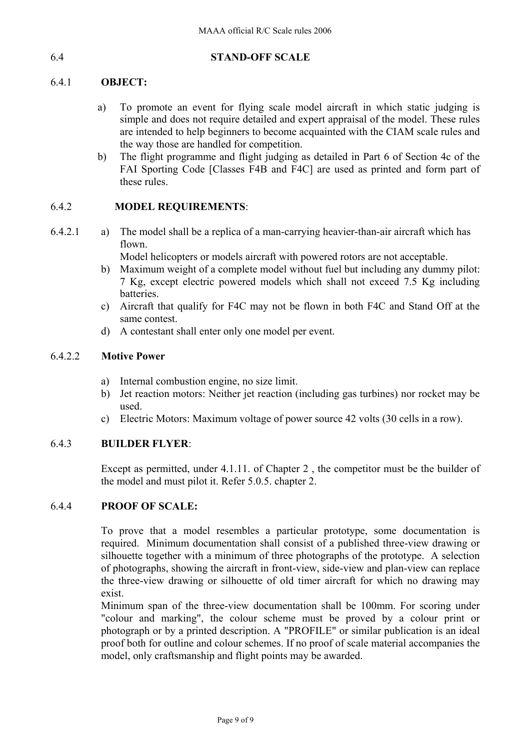## 6.4 STAND-OFF SCALE

### 6.4.1 OBJECT:

a) To promote an event for flying scale model aircraft in which static judging is simple and does not require detailed and expert appraisal of the model. These rules are intended to help beginners to become acquainted with the CIAM scale rules and the way those are handled for competition.

b) The flight programme and flight judging as detailed in Part 6 of Section 4c of the FAI Sporting Code [Classes F4B and F4C] are used as printed and form part of these rules.

### 6.4.2 MODEL REQUIREMENTS:

6.4.2.1

a) The model shall be a replica of a man-carrying heavier-than-air aircraft which has flown.
   Model helicopters or models aircraft with powered rotors are not acceptable.

b) Maximum weight of a complete model without fuel but including any dummy pilot: 7 Kg, except electric powered models which shall not exceed 7.5 Kg including batteries.

c) Aircraft that qualify for F4C may not be flown in both F4C and Stand Off at the same contest.

d) A contestant shall enter only one model per event.

#### 6.4.2.2 Motive Power

a) Internal combustion engine, no size limit.

b) Jet reaction motors: Neither jet reaction (including gas turbines) nor rocket may be used.

c) Electric Motors: Maximum voltage of power source 42 volts (30 cells in a row).

### 6.4.3 BUILDER FLYER:

Except as permitted, under 4.1.11. of Chapter 2 , the competitor must be the builder of the model and must pilot it. Refer 5.0.5. chapter 2.

### 6.4.4 PROOF OF SCALE:

To prove that a model resembles a particular prototype, some documentation is required. Minimum documentation shall consist of a published three-view drawing or silhouette together with a minimum of three photographs of the prototype. A selection of photographs, showing the aircraft in front-view, side-view and plan-view can replace the three-view drawing or silhouette of old timer aircraft for which no drawing may exist.

Minimum span of the three-view documentation shall be 100mm. For scoring under "colour and marking", the colour scheme must be proved by a colour print or photograph or by a printed description. A "PROFILE" or similar publication is an ideal proof both for outline and colour schemes. If no proof of scale material accompanies the model, only craftsmanship and flight points may be awarded.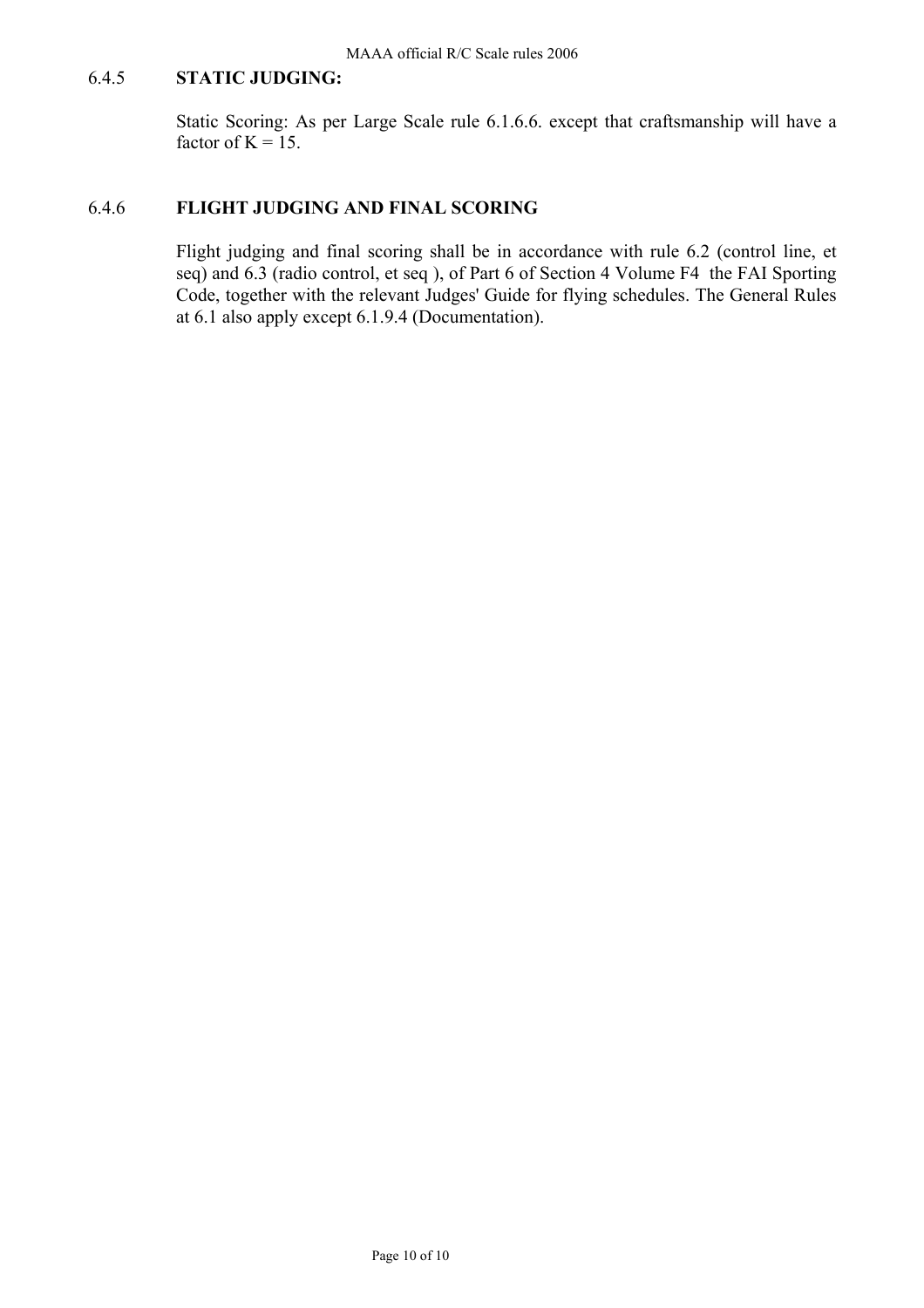### 6.4.5 STATIC JUDGING:

Static Scoring: As per Large Scale rule 6.1.6.6. except that craftsmanship will have a factor of K = 15.

### 6.4.6 FLIGHT JUDGING AND FINAL SCORING

Flight judging and final scoring shall be in accordance with rule 6.2 (control line, et seq) and 6.3 (radio control, et seq ), of Part 6 of Section 4 Volume F4 the FAI Sporting Code, together with the relevant Judges' Guide for flying schedules. The General Rules at 6.1 also apply except 6.1.9.4 (Documentation).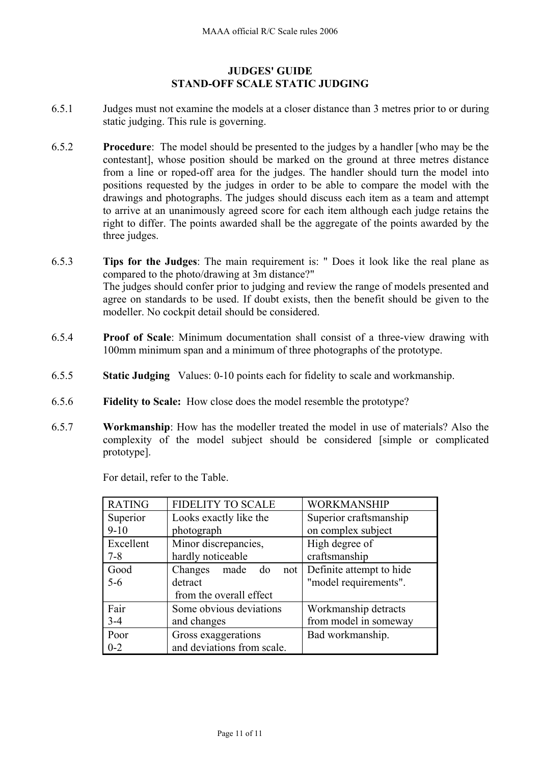## JUDGES' GUIDE
## STAND-OFF SCALE STATIC JUDGING

6.5.1 Judges must not examine the models at a closer distance than 3 metres prior to or during static judging. This rule is governing.

6.5.2 **Procedure**: The model should be presented to the judges by a handler [who may be the contestant], whose position should be marked on the ground at three metres distance from a line or roped-off area for the judges. The handler should turn the model into positions requested by the judges in order to be able to compare the model with the drawings and photographs. The judges should discuss each item as a team and attempt to arrive at an unanimously agreed score for each item although each judge retains the right to differ. The points awarded shall be the aggregate of the points awarded by the three judges.

6.5.3 **Tips for the Judges**: The main requirement is: " Does it look like the real plane as compared to the photo/drawing at 3m distance?"
The judges should confer prior to judging and review the range of models presented and agree on standards to be used. If doubt exists, then the benefit should be given to the modeller. No cockpit detail should be considered.

6.5.4 **Proof of Scale**: Minimum documentation shall consist of a three-view drawing with 100mm minimum span and a minimum of three photographs of the prototype.

6.5.5 **Static Judging** Values: 0-10 points each for fidelity to scale and workmanship.

6.5.6 **Fidelity to Scale:** How close does the model resemble the prototype?

6.5.7 **Workmanship**: How has the modeller treated the model in use of materials? Also the complexity of the model subject should be considered [simple or complicated prototype].

For detail, refer to the Table.

| RATING | FIDELITY TO SCALE | WORKMANSHIP |
|---|---|---|
| Superior 9-10 | Looks exactly like the photograph | Superior craftsmanship on complex subject |
| Excellent 7-8 | Minor discrepancies, hardly noticeable | High degree of craftsmanship |
| Good 5-6 | Changes made do not detract from the overall effect | Definite attempt to hide "model requirements". |
| Fair 3-4 | Some obvious deviations and changes | Workmanship detracts from model in someway |
| Poor 0-2 | Gross exaggerations and deviations from scale. | Bad workmanship. |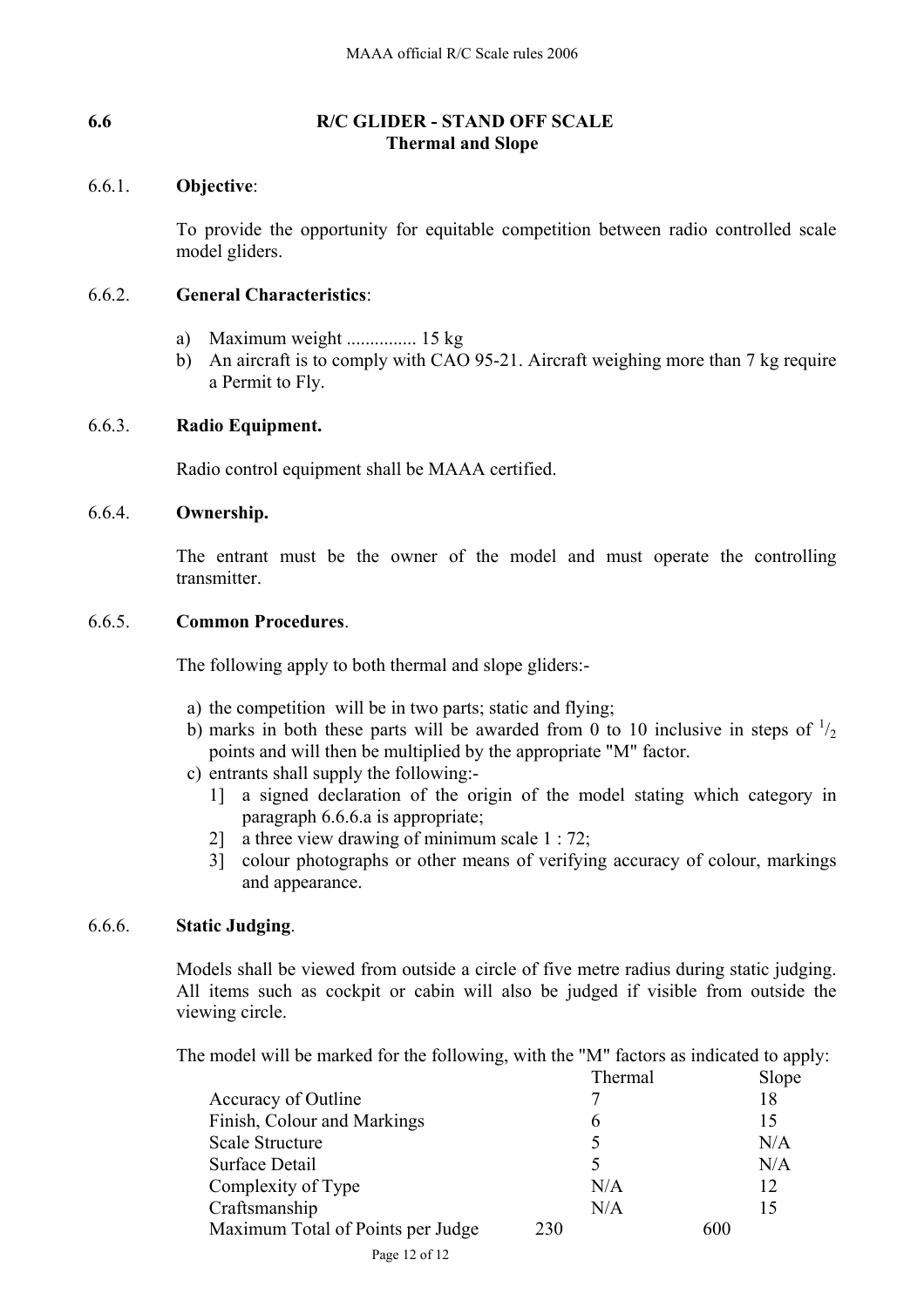## 6.6 R/C GLIDER - STAND OFF SCALE
### Thermal and Slope

6.6.1. **Objective**:

To provide the opportunity for equitable competition between radio controlled scale model gliders.

6.6.2. **General Characteristics**:

a) Maximum weight ............... 15 kg
b) An aircraft is to comply with CAO 95-21. Aircraft weighing more than 7 kg require a Permit to Fly.

6.6.3. **Radio Equipment.**

Radio control equipment shall be MAAA certified.

6.6.4. **Ownership.**

The entrant must be the owner of the model and must operate the controlling transmitter.

6.6.5. **Common Procedures**.

The following apply to both thermal and slope gliders:-

a) the competition will be in two parts; static and flying;
b) marks in both these parts will be awarded from 0 to 10 inclusive in steps of $^1/_2$ points and will then be multiplied by the appropriate "M" factor.
c) entrants shall supply the following:-
   1] a signed declaration of the origin of the model stating which category in paragraph 6.6.6.a is appropriate;
   2] a three view drawing of minimum scale 1 : 72;
   3] colour photographs or other means of verifying accuracy of colour, markings and appearance.

6.6.6. **Static Judging**.

Models shall be viewed from outside a circle of five metre radius during static judging. All items such as cockpit or cabin will also be judged if visible from outside the viewing circle.

The model will be marked for the following, with the "M" factors as indicated to apply:

| | Thermal | Slope |
|---|---|---|
| Accuracy of Outline | 7 | 18 |
| Finish, Colour and Markings | 6 | 15 |
| Scale Structure | 5 | N/A |
| Surface Detail | 5 | N/A |
| Complexity of Type | N/A | 12 |
| Craftsmanship | N/A | 15 |
| Maximum Total of Points per Judge | 230 | 600 |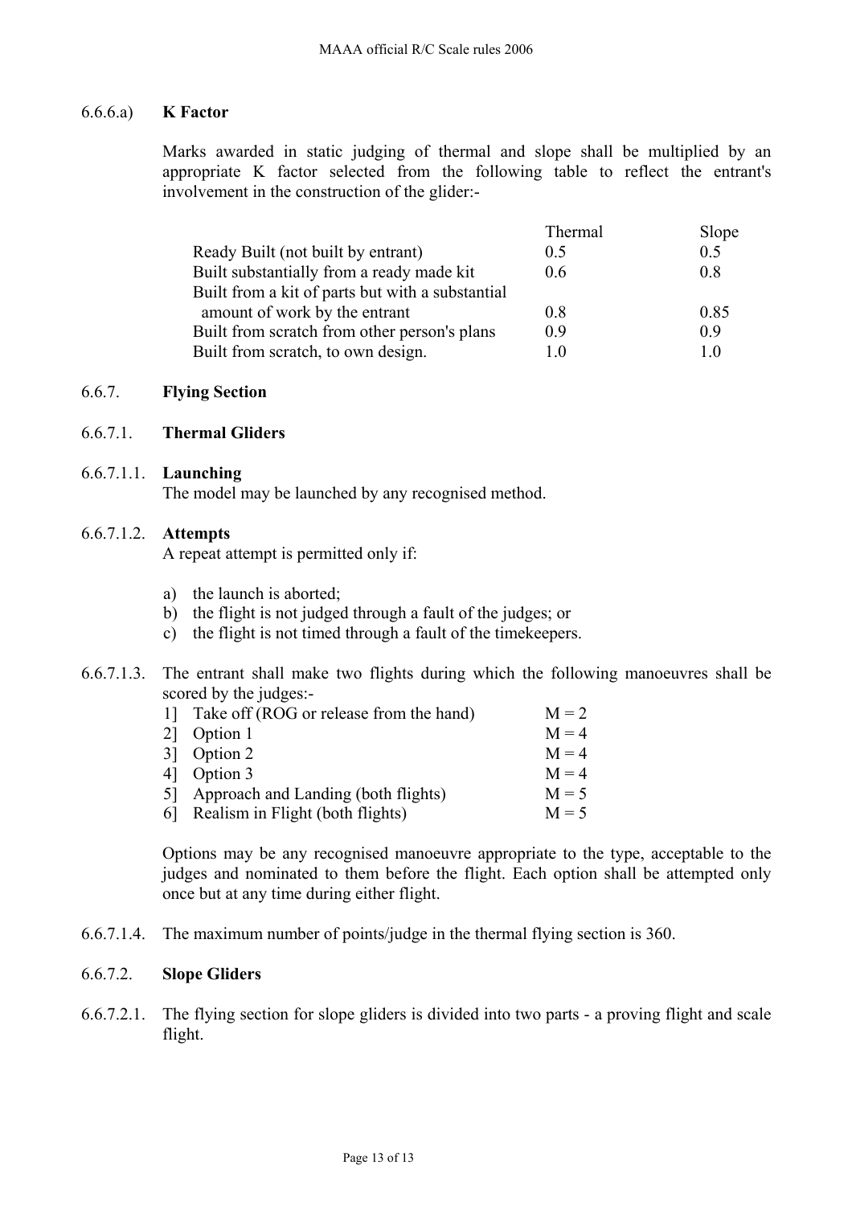### 6.6.6.a) **K Factor**

Marks awarded in static judging of thermal and slope shall be multiplied by an appropriate K factor selected from the following table to reflect the entrant's involvement in the construction of the glider:-

| | Thermal | Slope |
|---|---|---|
| Ready Built (not built by entrant) | 0.5 | 0.5 |
| Built substantially from a ready made kit | 0.6 | 0.8 |
| Built from a kit of parts but with a substantial amount of work by the entrant | 0.8 | 0.85 |
| Built from scratch from other person's plans | 0.9 | 0.9 |
| Built from scratch, to own design. | 1.0 | 1.0 |

### 6.6.7. **Flying Section**

### 6.6.7.1. **Thermal Gliders**

#### 6.6.7.1.1. **Launching**

The model may be launched by any recognised method.

#### 6.6.7.1.2. **Attempts**

A repeat attempt is permitted only if:

a) the launch is aborted;
b) the flight is not judged through a fault of the judges; or
c) the flight is not timed through a fault of the timekeepers.

6.6.7.1.3. The entrant shall make two flights during which the following manoeuvres shall be scored by the judges:-

| | | |
|---|---|---|
| 1] | Take off (ROG or release from the hand) | M = 2 |
| 2] | Option 1 | M = 4 |
| 3] | Option 2 | M = 4 |
| 4] | Option 3 | M = 4 |
| 5] | Approach and Landing (both flights) | M = 5 |
| 6] | Realism in Flight (both flights) | M = 5 |

Options may be any recognised manoeuvre appropriate to the type, acceptable to the judges and nominated to them before the flight. Each option shall be attempted only once but at any time during either flight.

6.6.7.1.4. The maximum number of points/judge in the thermal flying section is 360.

### 6.6.7.2. **Slope Gliders**

6.6.7.2.1. The flying section for slope gliders is divided into two parts - a proving flight and scale flight.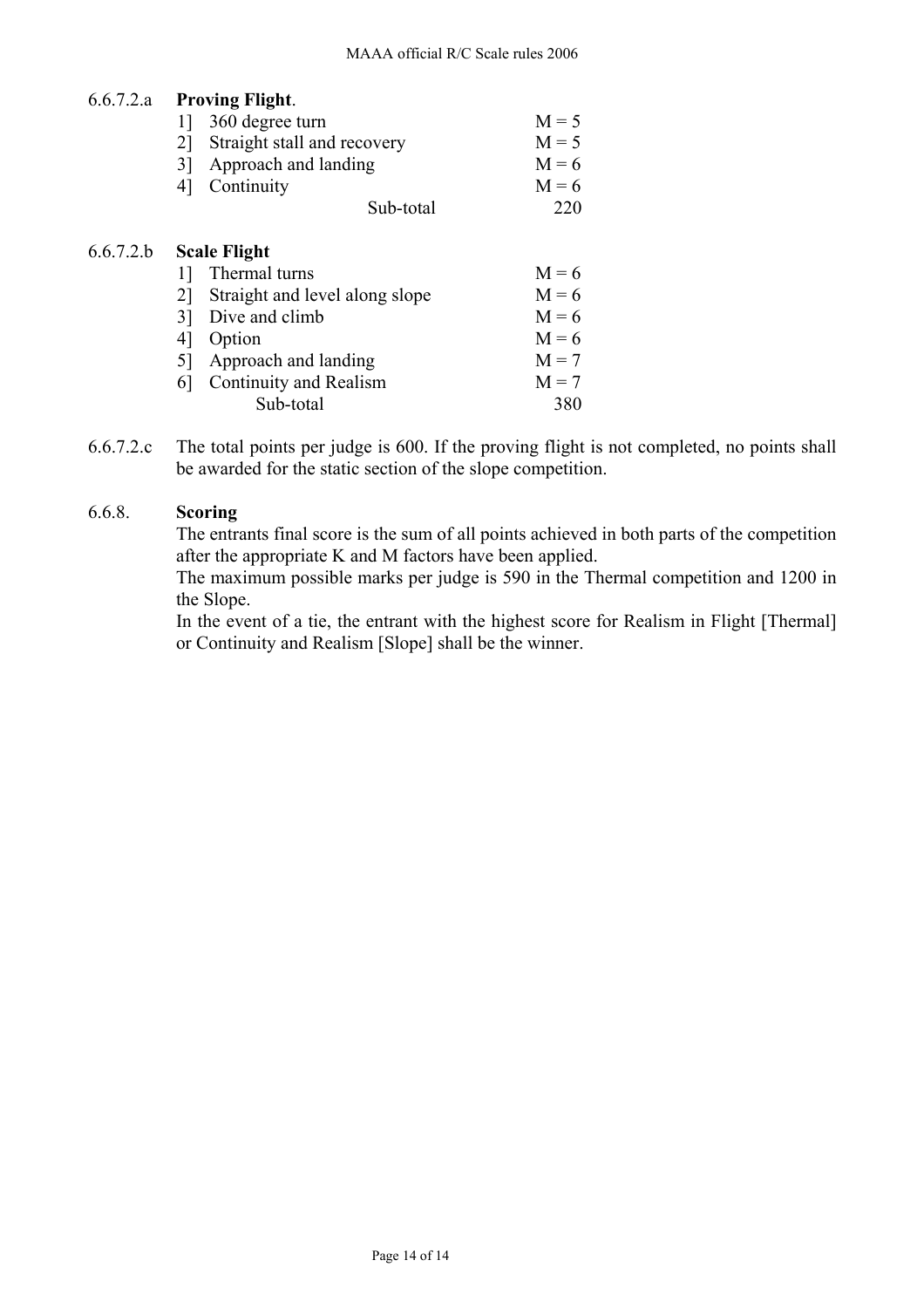6.6.7.2.a **Proving Flight**.

| | | |
|---|---|---|
| 1] | 360 degree turn | M = 5 |
| 2] | Straight stall and recovery | M = 5 |
| 3] | Approach and landing | M = 6 |
| 4] | Continuity | M = 6 |
| | Sub-total | 220 |

6.6.7.2.b **Scale Flight**

| | | |
|---|---|---|
| 1] | Thermal turns | M = 6 |
| 2] | Straight and level along slope | M = 6 |
| 3] | Dive and climb | M = 6 |
| 4] | Option | M = 6 |
| 5] | Approach and landing | M = 7 |
| 6] | Continuity and Realism | M = 7 |
| | Sub-total | 380 |

6.6.7.2.c The total points per judge is 600. If the proving flight is not completed, no points shall be awarded for the static section of the slope competition.

6.6.8. **Scoring**

The entrants final score is the sum of all points achieved in both parts of the competition after the appropriate K and M factors have been applied.

The maximum possible marks per judge is 590 in the Thermal competition and 1200 in the Slope.

In the event of a tie, the entrant with the highest score for Realism in Flight [Thermal] or Continuity and Realism [Slope] shall be the winner.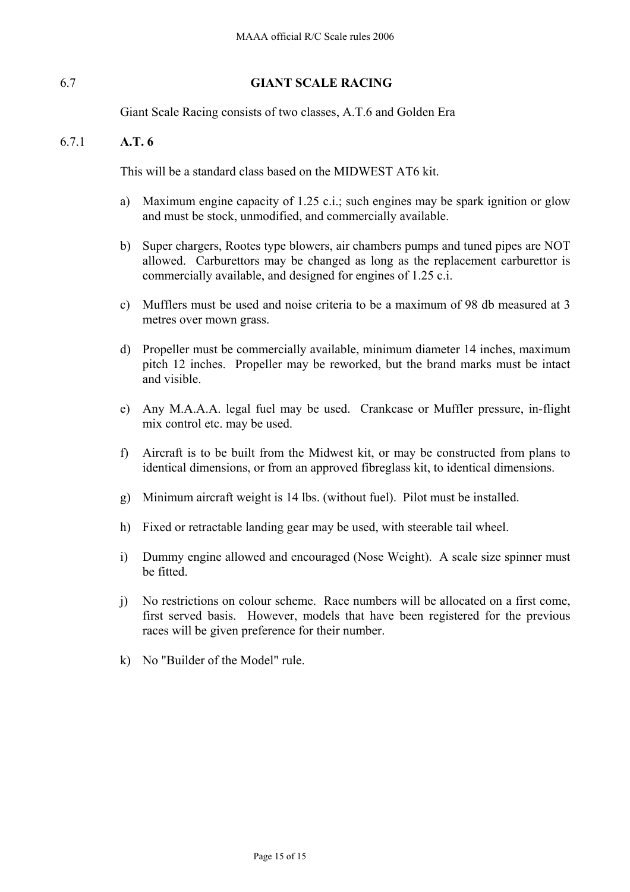## 6.7 GIANT SCALE RACING

Giant Scale Racing consists of two classes, A.T.6 and Golden Era

### 6.7.1 A.T. 6

This will be a standard class based on the MIDWEST AT6 kit.

a) Maximum engine capacity of 1.25 c.i.; such engines may be spark ignition or glow and must be stock, unmodified, and commercially available.

b) Super chargers, Rootes type blowers, air chambers pumps and tuned pipes are NOT allowed. Carburettors may be changed as long as the replacement carburettor is commercially available, and designed for engines of 1.25 c.i.

c) Mufflers must be used and noise criteria to be a maximum of 98 db measured at 3 metres over mown grass.

d) Propeller must be commercially available, minimum diameter 14 inches, maximum pitch 12 inches. Propeller may be reworked, but the brand marks must be intact and visible.

e) Any M.A.A.A. legal fuel may be used. Crankcase or Muffler pressure, in-flight mix control etc. may be used.

f) Aircraft is to be built from the Midwest kit, or may be constructed from plans to identical dimensions, or from an approved fibreglass kit, to identical dimensions.

g) Minimum aircraft weight is 14 lbs. (without fuel). Pilot must be installed.

h) Fixed or retractable landing gear may be used, with steerable tail wheel.

i) Dummy engine allowed and encouraged (Nose Weight). A scale size spinner must be fitted.

j) No restrictions on colour scheme. Race numbers will be allocated on a first come, first served basis. However, models that have been registered for the previous races will be given preference for their number.

k) No "Builder of the Model" rule.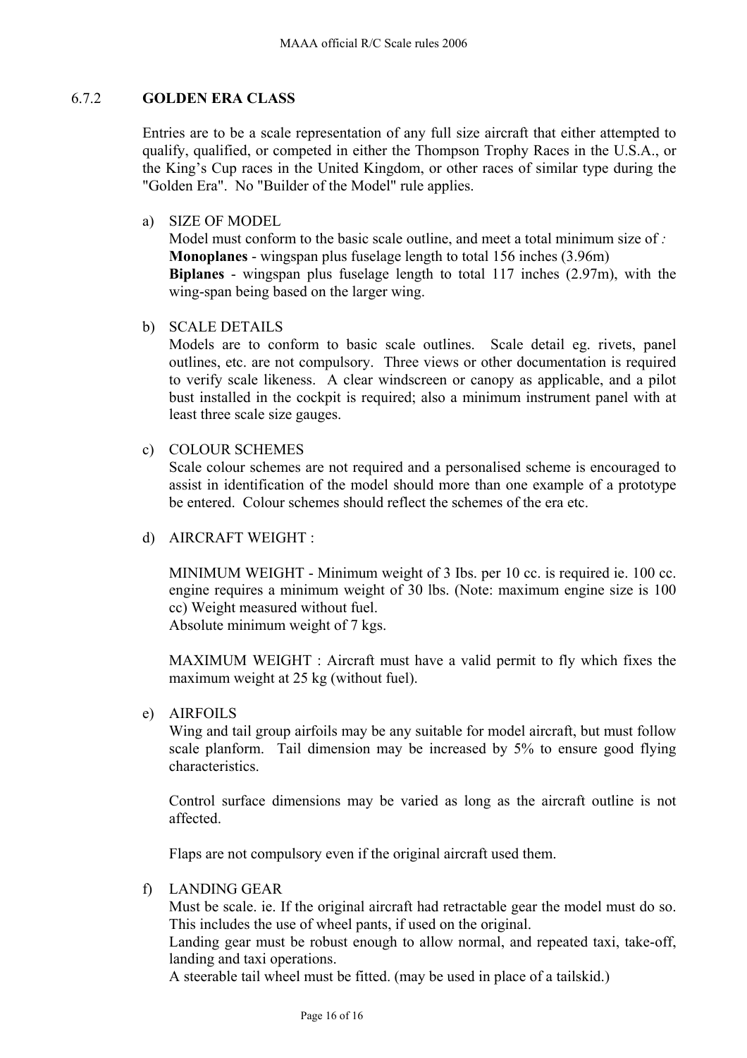### 6.7.2 GOLDEN ERA CLASS

Entries are to be a scale representation of any full size aircraft that either attempted to qualify, qualified, or competed in either the Thompson Trophy Races in the U.S.A., or the King's Cup races in the United Kingdom, or other races of similar type during the "Golden Era". No "Builder of the Model" rule applies.

a) SIZE OF MODEL
   Model must conform to the basic scale outline, and meet a total minimum size of *:*
   **Monoplanes** - wingspan plus fuselage length to total 156 inches (3.96m)
   **Biplanes** - wingspan plus fuselage length to total 117 inches (2.97m), with the wing-span being based on the larger wing.

b) SCALE DETAILS
   Models are to conform to basic scale outlines. Scale detail eg. rivets, panel outlines, etc. are not compulsory. Three views or other documentation is required to verify scale likeness. A clear windscreen or canopy as applicable, and a pilot bust installed in the cockpit is required; also a minimum instrument panel with at least three scale size gauges.

c) COLOUR SCHEMES
   Scale colour schemes are not required and a personalised scheme is encouraged to assist in identification of the model should more than one example of a prototype be entered. Colour schemes should reflect the schemes of the era etc.

d) AIRCRAFT WEIGHT :

   MINIMUM WEIGHT - Minimum weight of 3 Ibs. per 10 cc. is required ie. 100 cc. engine requires a minimum weight of 30 lbs. (Note: maximum engine size is 100 cc) Weight measured without fuel.
   Absolute minimum weight of 7 kgs.

   MAXIMUM WEIGHT : Aircraft must have a valid permit to fly which fixes the maximum weight at 25 kg (without fuel).

e) AIRFOILS
   Wing and tail group airfoils may be any suitable for model aircraft, but must follow scale planform. Tail dimension may be increased by 5% to ensure good flying characteristics.

   Control surface dimensions may be varied as long as the aircraft outline is not affected.

   Flaps are not compulsory even if the original aircraft used them.

f) LANDING GEAR
   Must be scale. ie. If the original aircraft had retractable gear the model must do so. This includes the use of wheel pants, if used on the original.
   Landing gear must be robust enough to allow normal, and repeated taxi, take-off, landing and taxi operations.
   A steerable tail wheel must be fitted. (may be used in place of a tailskid.)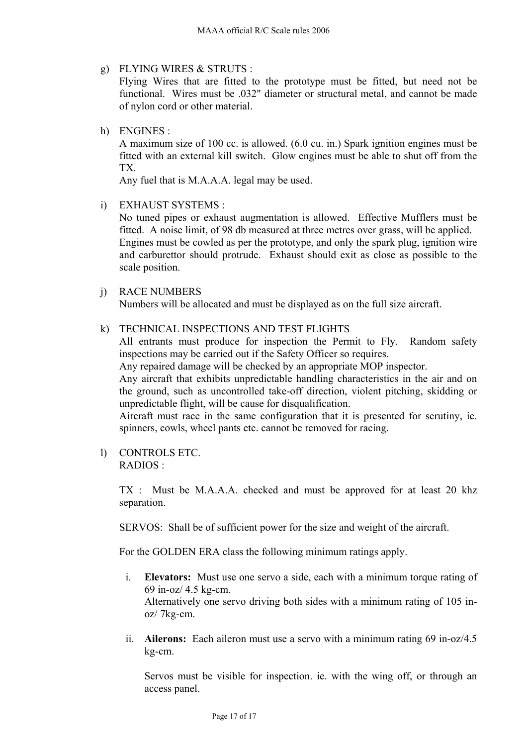g) FLYING WIRES & STRUTS :
   Flying Wires that are fitted to the prototype must be fitted, but need not be functional. Wires must be .032" diameter or structural metal, and cannot be made of nylon cord or other material.

h) ENGINES :
   A maximum size of 100 cc. is allowed. (6.0 cu. in.) Spark ignition engines must be fitted with an external kill switch. Glow engines must be able to shut off from the TX.
   Any fuel that is M.A.A.A. legal may be used.

i) EXHAUST SYSTEMS :
   No tuned pipes or exhaust augmentation is allowed. Effective Mufflers must be fitted. A noise limit, of 98 db measured at three metres over grass, will be applied.
   Engines must be cowled as per the prototype, and only the spark plug, ignition wire and carburettor should protrude. Exhaust should exit as close as possible to the scale position.

j) RACE NUMBERS
   Numbers will be allocated and must be displayed as on the full size aircraft.

k) TECHNICAL INSPECTIONS AND TEST FLIGHTS
   All entrants must produce for inspection the Permit to Fly. Random safety inspections may be carried out if the Safety Officer so requires.
   Any repaired damage will be checked by an appropriate MOP inspector.
   Any aircraft that exhibits unpredictable handling characteristics in the air and on the ground, such as uncontrolled take-off direction, violent pitching, skidding or unpredictable flight, will be cause for disqualification.
   Aircraft must race in the same configuration that it is presented for scrutiny, ie. spinners, cowls, wheel pants etc. cannot be removed for racing.

l) CONTROLS ETC.
   RADIOS :

   TX : Must be M.A.A.A. checked and must be approved for at least 20 khz separation.

   SERVOS: Shall be of sufficient power for the size and weight of the aircraft.

   For the GOLDEN ERA class the following minimum ratings apply.

   i. **Elevators:** Must use one servo a side, each with a minimum torque rating of 69 in-oz/ 4.5 kg-cm.
      Alternatively one servo driving both sides with a minimum rating of 105 in-oz/ 7kg-cm.

   ii. **Ailerons:** Each aileron must use a servo with a minimum rating 69 in-oz/4.5 kg-cm.

      Servos must be visible for inspection. ie. with the wing off, or through an access panel.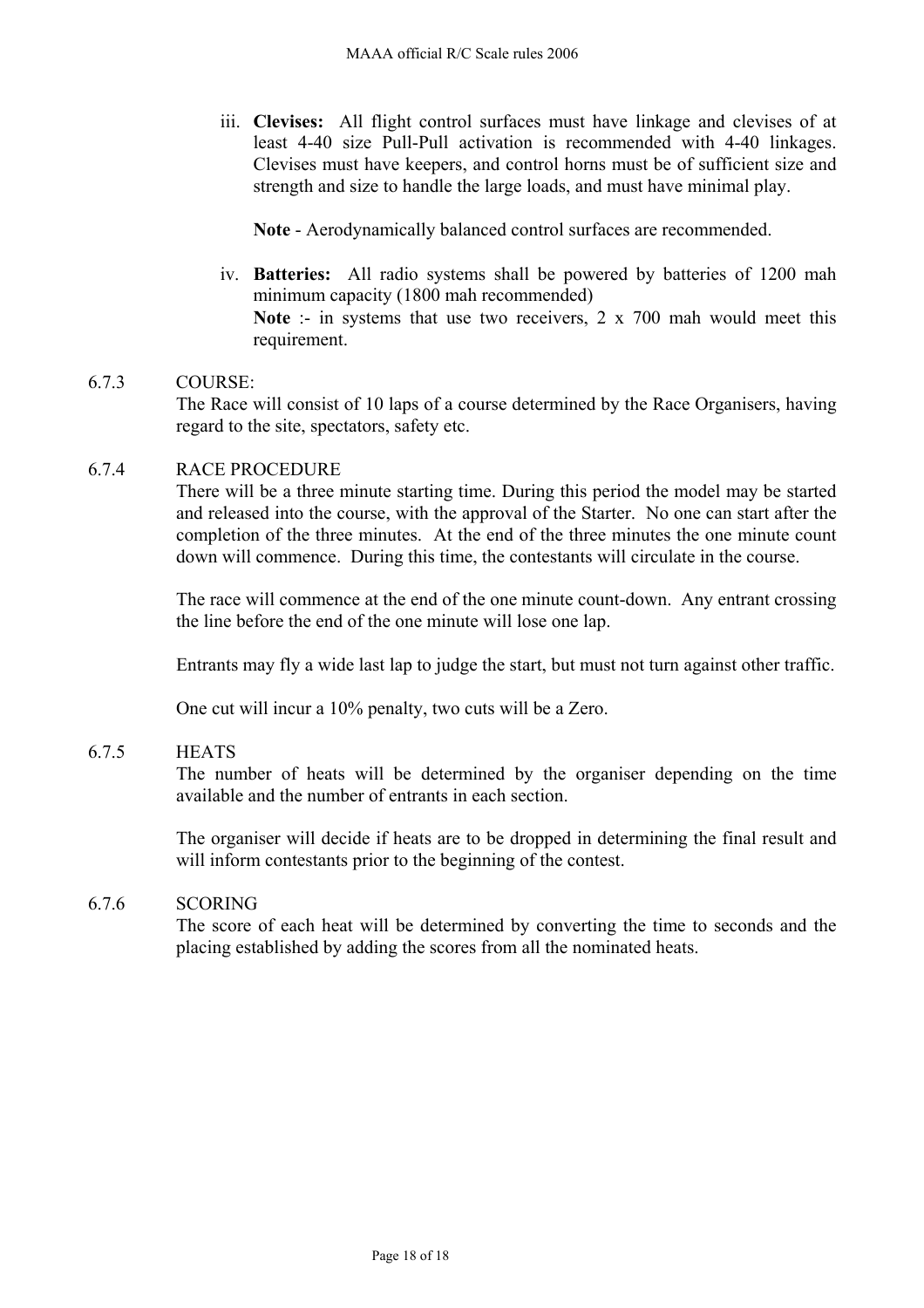iii. **Clevises:** All flight control surfaces must have linkage and clevises of at least 4-40 size Pull-Pull activation is recommended with 4-40 linkages. Clevises must have keepers, and control horns must be of sufficient size and strength and size to handle the large loads, and must have minimal play.

**Note** - Aerodynamically balanced control surfaces are recommended.

iv. **Batteries:** All radio systems shall be powered by batteries of 1200 mah minimum capacity (1800 mah recommended)
**Note** :- in systems that use two receivers, 2 x 700 mah would meet this requirement.

### 6.7.3 COURSE:

The Race will consist of 10 laps of a course determined by the Race Organisers, having regard to the site, spectators, safety etc.

### 6.7.4 RACE PROCEDURE

There will be a three minute starting time. During this period the model may be started and released into the course, with the approval of the Starter. No one can start after the completion of the three minutes. At the end of the three minutes the one minute count down will commence. During this time, the contestants will circulate in the course.

The race will commence at the end of the one minute count-down. Any entrant crossing the line before the end of the one minute will lose one lap.

Entrants may fly a wide last lap to judge the start, but must not turn against other traffic.

One cut will incur a 10% penalty, two cuts will be a Zero.

### 6.7.5 HEATS

The number of heats will be determined by the organiser depending on the time available and the number of entrants in each section.

The organiser will decide if heats are to be dropped in determining the final result and will inform contestants prior to the beginning of the contest.

### 6.7.6 SCORING

The score of each heat will be determined by converting the time to seconds and the placing established by adding the scores from all the nominated heats.